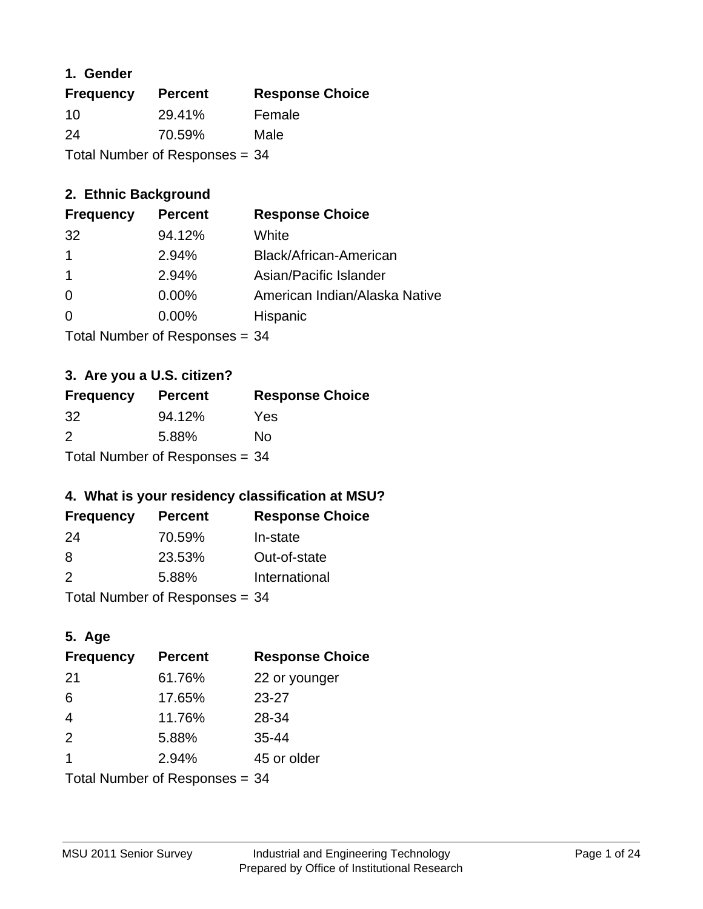## 1. Gender

| Frequency | Percent | Response Choice |
|---|---|---|
| 10 | 29.41% | Female |
| 24 | 70.59% | Male |

Total Number of Responses = 34

## 2. Ethnic Background

| Frequency | Percent | Response Choice |
|---|---|---|
| 32 | 94.12% | White |
| 1 | 2.94% | Black/African-American |
| 1 | 2.94% | Asian/Pacific Islander |
| 0 | 0.00% | American Indian/Alaska Native |
| 0 | 0.00% | Hispanic |

Total Number of Responses = 34

## 3. Are you a U.S. citizen?

| Frequency | Percent | Response Choice |
|---|---|---|
| 32 | 94.12% | Yes |
| 2 | 5.88% | No |

Total Number of Responses = 34

## 4. What is your residency classification at MSU?

| Frequency | Percent | Response Choice |
|---|---|---|
| 24 | 70.59% | In-state |
| 8 | 23.53% | Out-of-state |
| 2 | 5.88% | International |

Total Number of Responses = 34

## 5. Age

| Frequency | Percent | Response Choice |
|---|---|---|
| 21 | 61.76% | 22 or younger |
| 6 | 17.65% | 23-27 |
| 4 | 11.76% | 28-34 |
| 2 | 5.88% | 35-44 |
| 1 | 2.94% | 45 or older |

Total Number of Responses = 34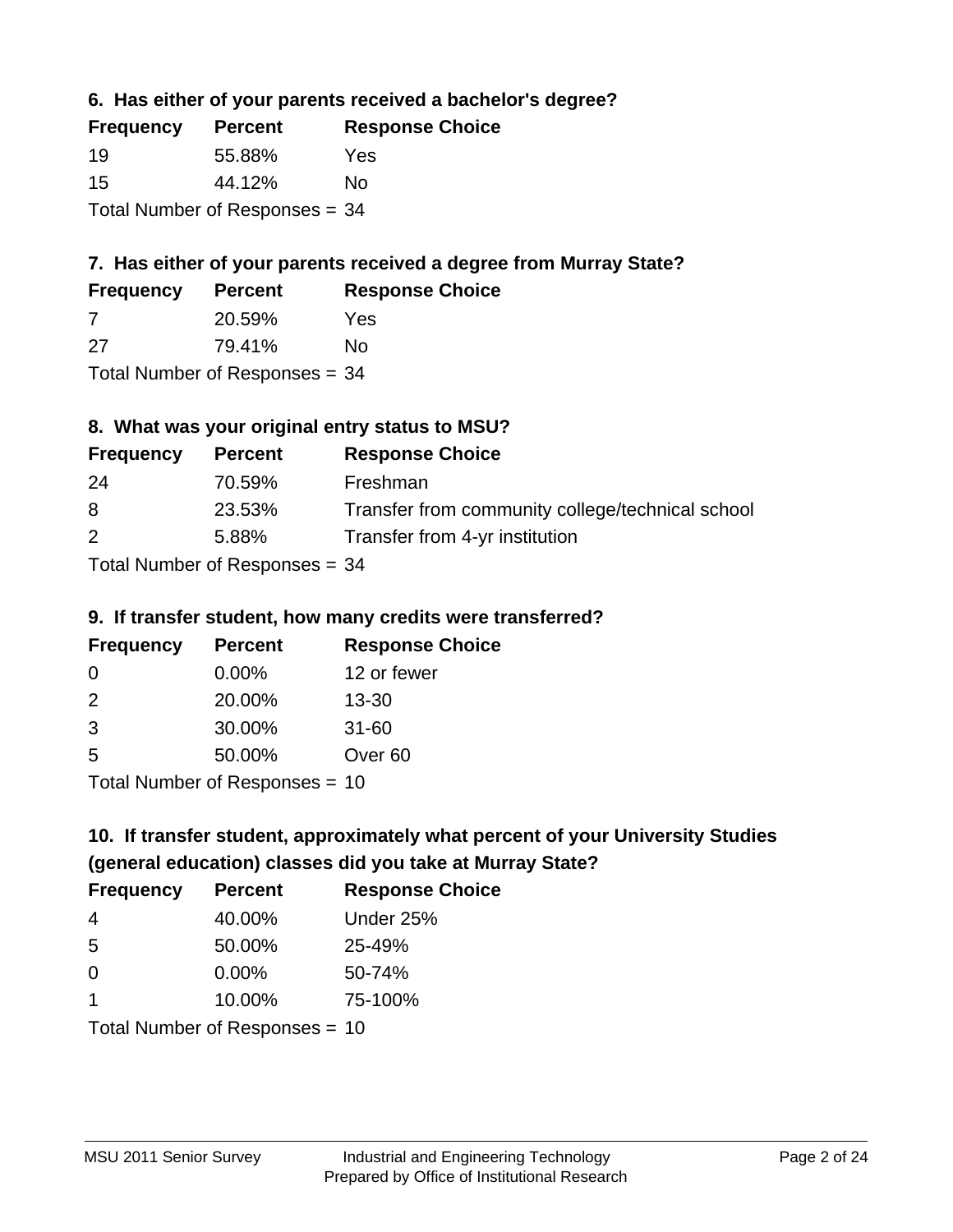### 6. Has either of your parents received a bachelor's degree?

| Frequency | Percent | Response Choice |
|---|---|---|
| 19 | 55.88% | Yes |
| 15 | 44.12% | No |

Total Number of Responses = 34

### 7. Has either of your parents received a degree from Murray State?

| Frequency | Percent | Response Choice |
|---|---|---|
| 7 | 20.59% | Yes |
| 27 | 79.41% | No |

Total Number of Responses = 34

### 8. What was your original entry status to MSU?

| Frequency | Percent | Response Choice |
|---|---|---|
| 24 | 70.59% | Freshman |
| 8 | 23.53% | Transfer from community college/technical school |
| 2 | 5.88% | Transfer from 4-yr institution |

Total Number of Responses = 34

### 9. If transfer student, how many credits were transferred?

| Frequency | Percent | Response Choice |
|---|---|---|
| 0 | 0.00% | 12 or fewer |
| 2 | 20.00% | 13-30 |
| 3 | 30.00% | 31-60 |
| 5 | 50.00% | Over 60 |

Total Number of Responses = 10

### 10. If transfer student, approximately what percent of your University Studies (general education) classes did you take at Murray State?

| Frequency | Percent | Response Choice |
|---|---|---|
| 4 | 40.00% | Under 25% |
| 5 | 50.00% | 25-49% |
| 0 | 0.00% | 50-74% |
| 1 | 10.00% | 75-100% |

Total Number of Responses = 10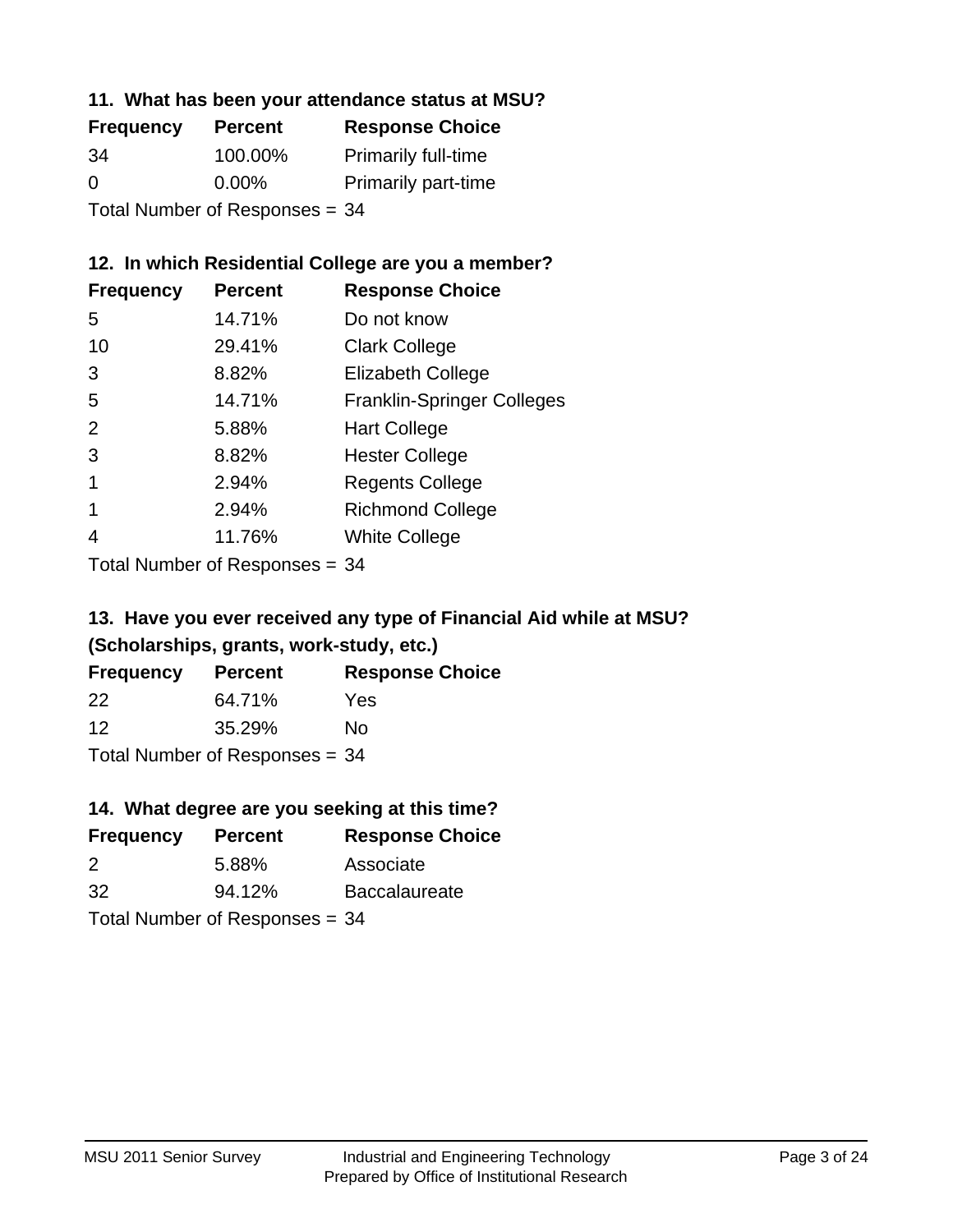### 11. What has been your attendance status at MSU?

| Frequency | Percent | Response Choice |
|---|---|---|
| 34 | 100.00% | Primarily full-time |
| 0 | 0.00% | Primarily part-time |

Total Number of Responses = 34

### 12. In which Residential College are you a member?

| Frequency | Percent | Response Choice |
|---|---|---|
| 5 | 14.71% | Do not know |
| 10 | 29.41% | Clark College |
| 3 | 8.82% | Elizabeth College |
| 5 | 14.71% | Franklin-Springer Colleges |
| 2 | 5.88% | Hart College |
| 3 | 8.82% | Hester College |
| 1 | 2.94% | Regents College |
| 1 | 2.94% | Richmond College |
| 4 | 11.76% | White College |

Total Number of Responses = 34

### 13. Have you ever received any type of Financial Aid while at MSU? (Scholarships, grants, work-study, etc.)

| Frequency | Percent | Response Choice |
|---|---|---|
| 22 | 64.71% | Yes |
| 12 | 35.29% | No |

Total Number of Responses = 34

### 14. What degree are you seeking at this time?

| Frequency | Percent | Response Choice |
|---|---|---|
| 2 | 5.88% | Associate |
| 32 | 94.12% | Baccalaureate |

Total Number of Responses = 34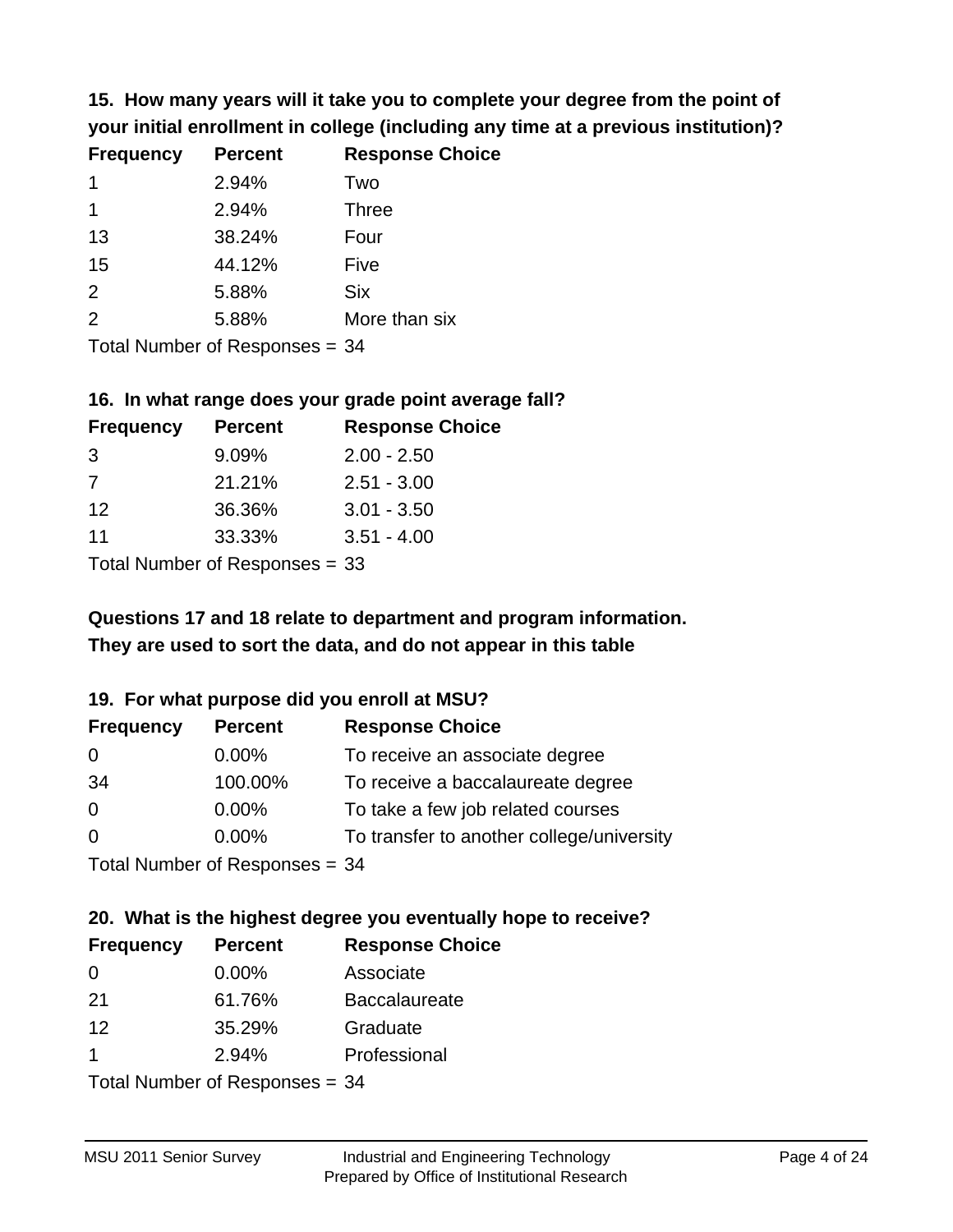**15. How many years will it take you to complete your degree from the point of your initial enrollment in college (including any time at a previous institution)?**

| Frequency | Percent | Response Choice |
|---|---|---|
| 1 | 2.94% | Two |
| 1 | 2.94% | Three |
| 13 | 38.24% | Four |
| 15 | 44.12% | Five |
| 2 | 5.88% | Six |
| 2 | 5.88% | More than six |

Total Number of Responses = 34

**16. In what range does your grade point average fall?**

| Frequency | Percent | Response Choice |
|---|---|---|
| 3 | 9.09% | 2.00 - 2.50 |
| 7 | 21.21% | 2.51 - 3.00 |
| 12 | 36.36% | 3.01 - 3.50 |
| 11 | 33.33% | 3.51 - 4.00 |

Total Number of Responses = 33

**Questions 17 and 18 relate to department and program information. They are used to sort the data, and do not appear in this table**

**19. For what purpose did you enroll at MSU?**

| Frequency | Percent | Response Choice |
|---|---|---|
| 0 | 0.00% | To receive an associate degree |
| 34 | 100.00% | To receive a baccalaureate degree |
| 0 | 0.00% | To take a few job related courses |
| 0 | 0.00% | To transfer to another college/university |

Total Number of Responses = 34

**20. What is the highest degree you eventually hope to receive?**

| Frequency | Percent | Response Choice |
|---|---|---|
| 0 | 0.00% | Associate |
| 21 | 61.76% | Baccalaureate |
| 12 | 35.29% | Graduate |
| 1 | 2.94% | Professional |

Total Number of Responses = 34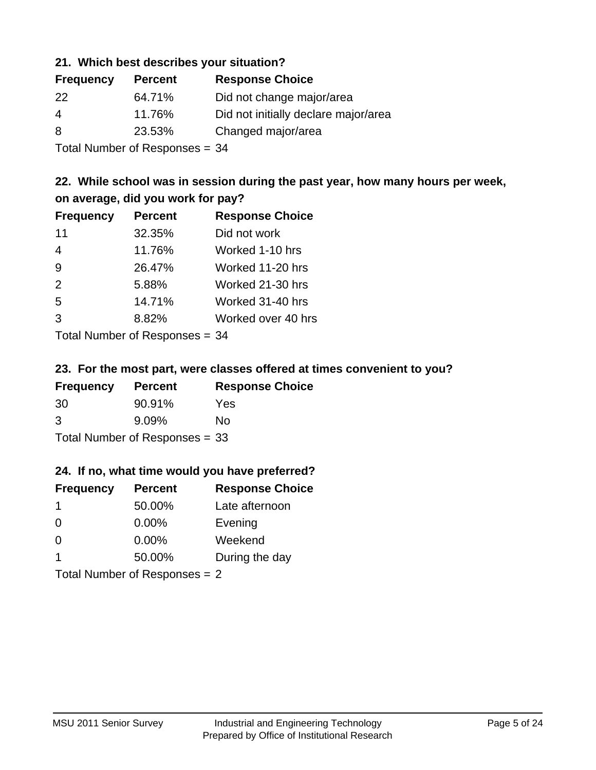### 21. Which best describes your situation?

| Frequency | Percent | Response Choice |
|---|---|---|
| 22 | 64.71% | Did not change major/area |
| 4 | 11.76% | Did not initially declare major/area |
| 8 | 23.53% | Changed major/area |

Total Number of Responses = 34

### 22. While school was in session during the past year, how many hours per week, on average, did you work for pay?

| Frequency | Percent | Response Choice |
|---|---|---|
| 11 | 32.35% | Did not work |
| 4 | 11.76% | Worked 1-10 hrs |
| 9 | 26.47% | Worked 11-20 hrs |
| 2 | 5.88% | Worked 21-30 hrs |
| 5 | 14.71% | Worked 31-40 hrs |
| 3 | 8.82% | Worked over 40 hrs |

Total Number of Responses = 34

### 23. For the most part, were classes offered at times convenient to you?

| Frequency | Percent | Response Choice |
|---|---|---|
| 30 | 90.91% | Yes |
| 3 | 9.09% | No |

Total Number of Responses = 33

### 24. If no, what time would you have preferred?

| Frequency | Percent | Response Choice |
|---|---|---|
| 1 | 50.00% | Late afternoon |
| 0 | 0.00% | Evening |
| 0 | 0.00% | Weekend |
| 1 | 50.00% | During the day |

Total Number of Responses = 2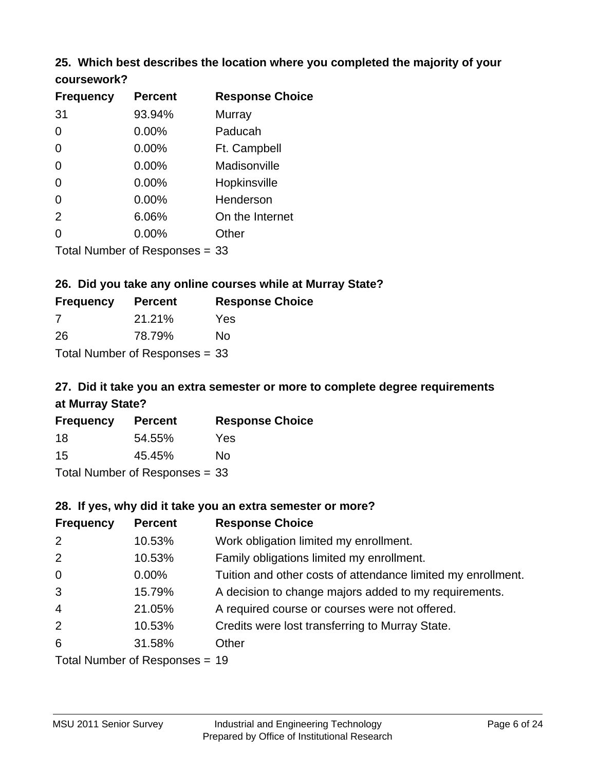### 25. Which best describes the location where you completed the majority of your coursework?

| Frequency | Percent | Response Choice |
|---|---|---|
| 31 | 93.94% | Murray |
| 0 | 0.00% | Paducah |
| 0 | 0.00% | Ft. Campbell |
| 0 | 0.00% | Madisonville |
| 0 | 0.00% | Hopkinsville |
| 0 | 0.00% | Henderson |
| 2 | 6.06% | On the Internet |
| 0 | 0.00% | Other |

Total Number of Responses = 33

### 26. Did you take any online courses while at Murray State?

| Frequency | Percent | Response Choice |
|---|---|---|
| 7 | 21.21% | Yes |
| 26 | 78.79% | No |

Total Number of Responses = 33

### 27. Did it take you an extra semester or more to complete degree requirements at Murray State?

| Frequency | Percent | Response Choice |
|---|---|---|
| 18 | 54.55% | Yes |
| 15 | 45.45% | No |

Total Number of Responses = 33

### 28. If yes, why did it take you an extra semester or more?

| Frequency | Percent | Response Choice |
|---|---|---|
| 2 | 10.53% | Work obligation limited my enrollment. |
| 2 | 10.53% | Family obligations limited my enrollment. |
| 0 | 0.00% | Tuition and other costs of attendance limited my enrollment. |
| 3 | 15.79% | A decision to change majors added to my requirements. |
| 4 | 21.05% | A required course or courses were not offered. |
| 2 | 10.53% | Credits were lost transferring to Murray State. |
| 6 | 31.58% | Other |

Total Number of Responses = 19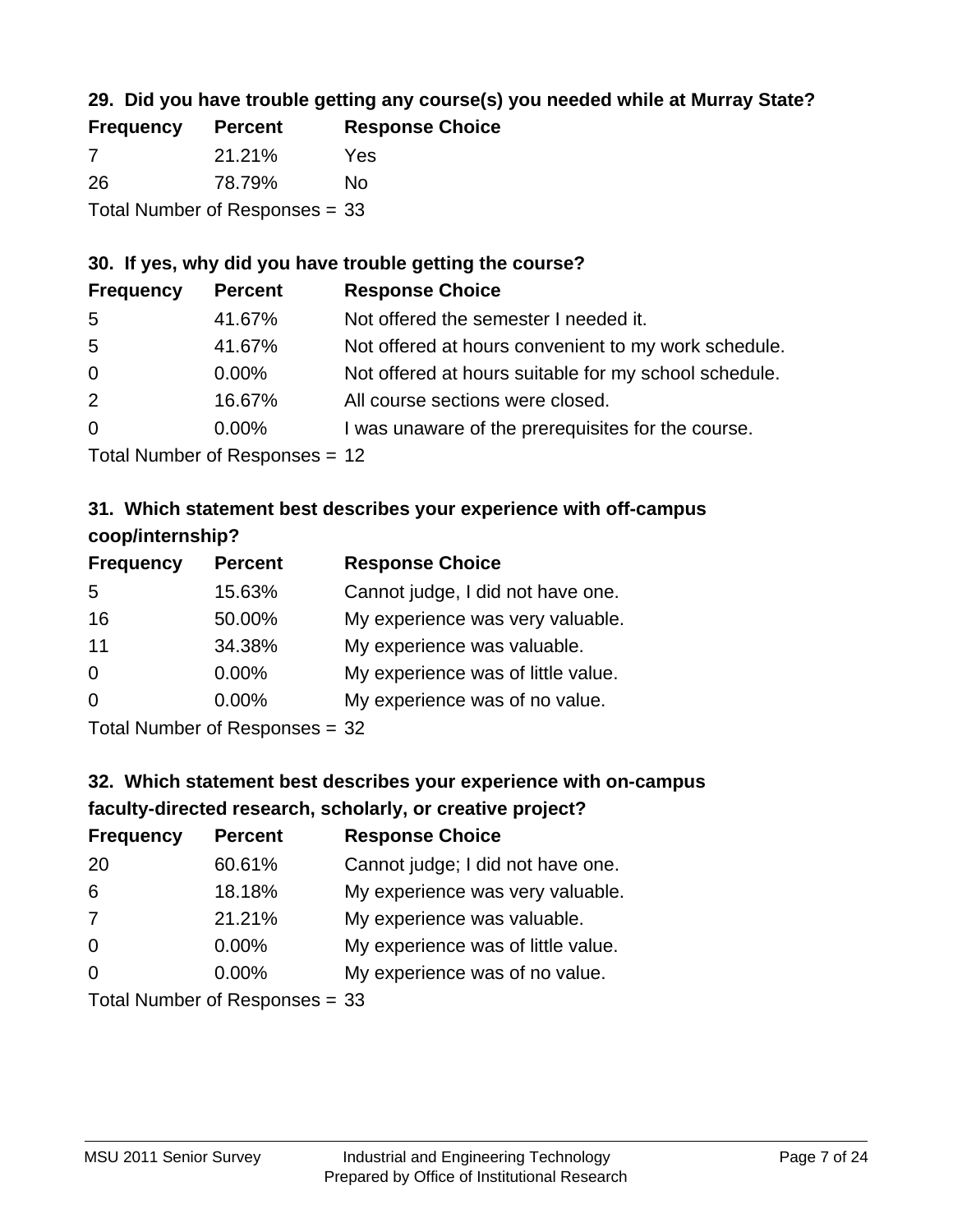### 29. Did you have trouble getting any course(s) you needed while at Murray State?

| Frequency | Percent | Response Choice |
|---|---|---|
| 7 | 21.21% | Yes |
| 26 | 78.79% | No |

Total Number of Responses = 33

### 30. If yes, why did you have trouble getting the course?

| Frequency | Percent | Response Choice |
|---|---|---|
| 5 | 41.67% | Not offered the semester I needed it. |
| 5 | 41.67% | Not offered at hours convenient to my work schedule. |
| 0 | 0.00% | Not offered at hours suitable for my school schedule. |
| 2 | 16.67% | All course sections were closed. |
| 0 | 0.00% | I was unaware of the prerequisites for the course. |

Total Number of Responses = 12

### 31. Which statement best describes your experience with off-campus coop/internship?

| Frequency | Percent | Response Choice |
|---|---|---|
| 5 | 15.63% | Cannot judge, I did not have one. |
| 16 | 50.00% | My experience was very valuable. |
| 11 | 34.38% | My experience was valuable. |
| 0 | 0.00% | My experience was of little value. |
| 0 | 0.00% | My experience was of no value. |

Total Number of Responses = 32

### 32. Which statement best describes your experience with on-campus faculty-directed research, scholarly, or creative project?

| Frequency | Percent | Response Choice |
|---|---|---|
| 20 | 60.61% | Cannot judge; I did not have one. |
| 6 | 18.18% | My experience was very valuable. |
| 7 | 21.21% | My experience was valuable. |
| 0 | 0.00% | My experience was of little value. |
| 0 | 0.00% | My experience was of no value. |

Total Number of Responses = 33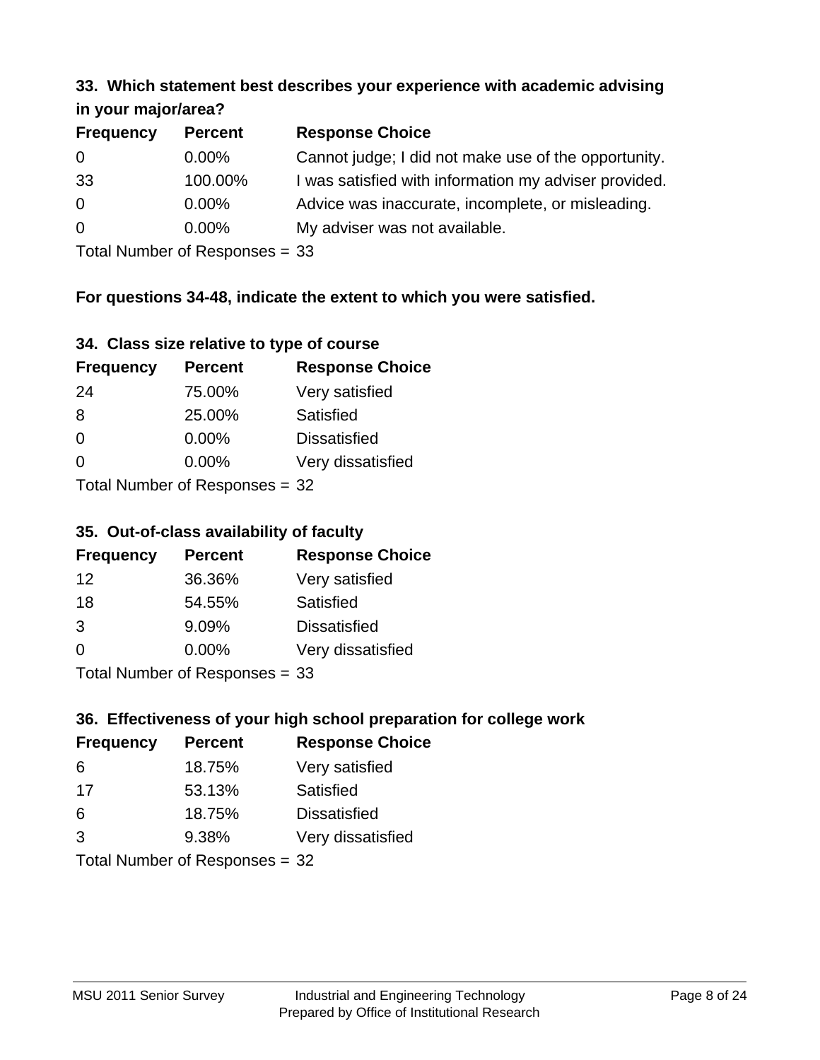### 33. Which statement best describes your experience with academic advising in your major/area?

| Frequency | Percent | Response Choice |
|---|---|---|
| 0 | 0.00% | Cannot judge; I did not make use of the opportunity. |
| 33 | 100.00% | I was satisfied with information my adviser provided. |
| 0 | 0.00% | Advice was inaccurate, incomplete, or misleading. |
| 0 | 0.00% | My adviser was not available. |

Total Number of Responses = 33

**For questions 34-48, indicate the extent to which you were satisfied.**

### 34. Class size relative to type of course

| Frequency | Percent | Response Choice |
|---|---|---|
| 24 | 75.00% | Very satisfied |
| 8 | 25.00% | Satisfied |
| 0 | 0.00% | Dissatisfied |
| 0 | 0.00% | Very dissatisfied |

Total Number of Responses = 32

### 35. Out-of-class availability of faculty

| Frequency | Percent | Response Choice |
|---|---|---|
| 12 | 36.36% | Very satisfied |
| 18 | 54.55% | Satisfied |
| 3 | 9.09% | Dissatisfied |
| 0 | 0.00% | Very dissatisfied |

Total Number of Responses = 33

### 36. Effectiveness of your high school preparation for college work

| Frequency | Percent | Response Choice |
|---|---|---|
| 6 | 18.75% | Very satisfied |
| 17 | 53.13% | Satisfied |
| 6 | 18.75% | Dissatisfied |
| 3 | 9.38% | Very dissatisfied |

Total Number of Responses = 32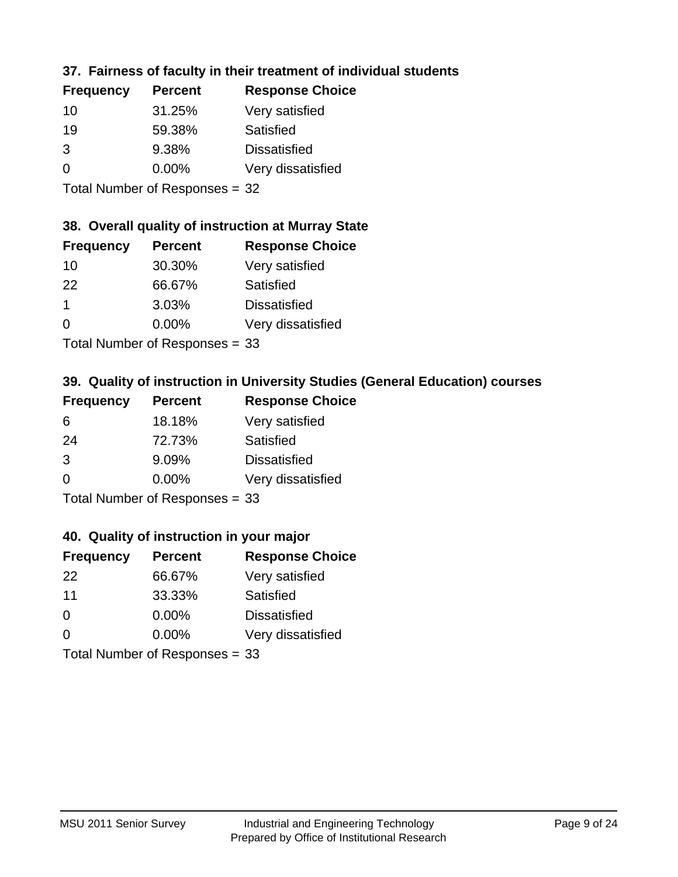### 37. Fairness of faculty in their treatment of individual students

| Frequency | Percent | Response Choice |
|---|---|---|
| 10 | 31.25% | Very satisfied |
| 19 | 59.38% | Satisfied |
| 3 | 9.38% | Dissatisfied |
| 0 | 0.00% | Very dissatisfied |

Total Number of Responses = 32

### 38. Overall quality of instruction at Murray State

| Frequency | Percent | Response Choice |
|---|---|---|
| 10 | 30.30% | Very satisfied |
| 22 | 66.67% | Satisfied |
| 1 | 3.03% | Dissatisfied |
| 0 | 0.00% | Very dissatisfied |

Total Number of Responses = 33

### 39. Quality of instruction in University Studies (General Education) courses

| Frequency | Percent | Response Choice |
|---|---|---|
| 6 | 18.18% | Very satisfied |
| 24 | 72.73% | Satisfied |
| 3 | 9.09% | Dissatisfied |
| 0 | 0.00% | Very dissatisfied |

Total Number of Responses = 33

### 40. Quality of instruction in your major

| Frequency | Percent | Response Choice |
|---|---|---|
| 22 | 66.67% | Very satisfied |
| 11 | 33.33% | Satisfied |
| 0 | 0.00% | Dissatisfied |
| 0 | 0.00% | Very dissatisfied |

Total Number of Responses = 33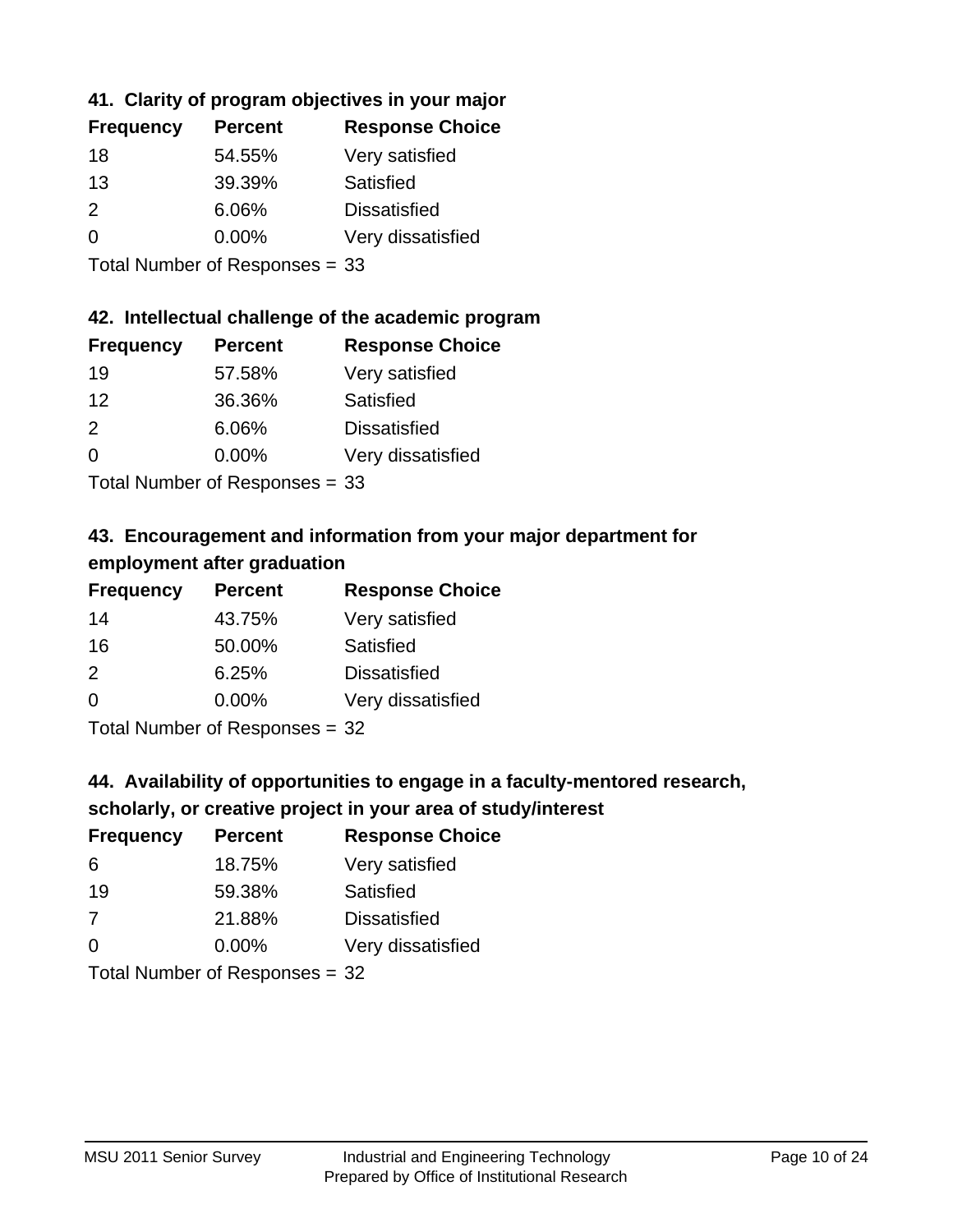### 41. Clarity of program objectives in your major

| Frequency | Percent | Response Choice |
|---|---|---|
| 18 | 54.55% | Very satisfied |
| 13 | 39.39% | Satisfied |
| 2 | 6.06% | Dissatisfied |
| 0 | 0.00% | Very dissatisfied |

Total Number of Responses = 33

### 42. Intellectual challenge of the academic program

| Frequency | Percent | Response Choice |
|---|---|---|
| 19 | 57.58% | Very satisfied |
| 12 | 36.36% | Satisfied |
| 2 | 6.06% | Dissatisfied |
| 0 | 0.00% | Very dissatisfied |

Total Number of Responses = 33

### 43. Encouragement and information from your major department for employment after graduation

| Frequency | Percent | Response Choice |
|---|---|---|
| 14 | 43.75% | Very satisfied |
| 16 | 50.00% | Satisfied |
| 2 | 6.25% | Dissatisfied |
| 0 | 0.00% | Very dissatisfied |

Total Number of Responses = 32

### 44. Availability of opportunities to engage in a faculty-mentored research, scholarly, or creative project in your area of study/interest

| Frequency | Percent | Response Choice |
|---|---|---|
| 6 | 18.75% | Very satisfied |
| 19 | 59.38% | Satisfied |
| 7 | 21.88% | Dissatisfied |
| 0 | 0.00% | Very dissatisfied |

Total Number of Responses = 32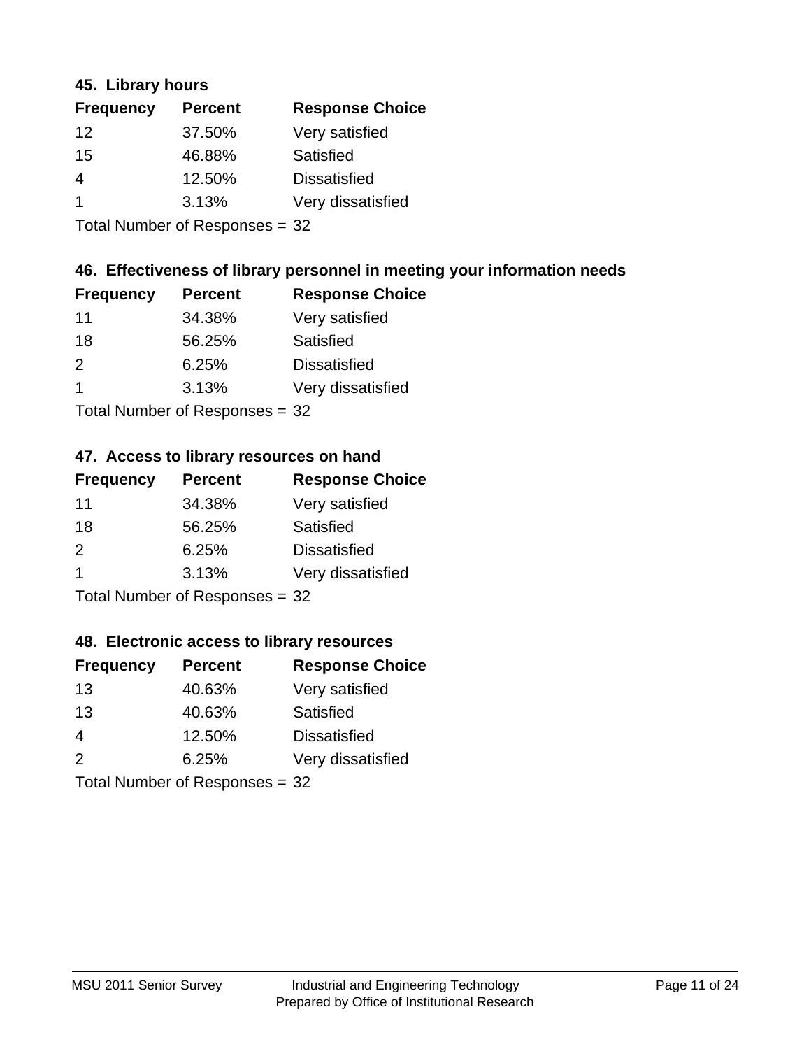### 45. Library hours

| Frequency | Percent | Response Choice |
|---|---|---|
| 12 | 37.50% | Very satisfied |
| 15 | 46.88% | Satisfied |
| 4 | 12.50% | Dissatisfied |
| 1 | 3.13% | Very dissatisfied |

Total Number of Responses = 32

### 46. Effectiveness of library personnel in meeting your information needs

| Frequency | Percent | Response Choice |
|---|---|---|
| 11 | 34.38% | Very satisfied |
| 18 | 56.25% | Satisfied |
| 2 | 6.25% | Dissatisfied |
| 1 | 3.13% | Very dissatisfied |

Total Number of Responses = 32

### 47. Access to library resources on hand

| Frequency | Percent | Response Choice |
|---|---|---|
| 11 | 34.38% | Very satisfied |
| 18 | 56.25% | Satisfied |
| 2 | 6.25% | Dissatisfied |
| 1 | 3.13% | Very dissatisfied |

Total Number of Responses = 32

### 48. Electronic access to library resources

| Frequency | Percent | Response Choice |
|---|---|---|
| 13 | 40.63% | Very satisfied |
| 13 | 40.63% | Satisfied |
| 4 | 12.50% | Dissatisfied |
| 2 | 6.25% | Very dissatisfied |

Total Number of Responses = 32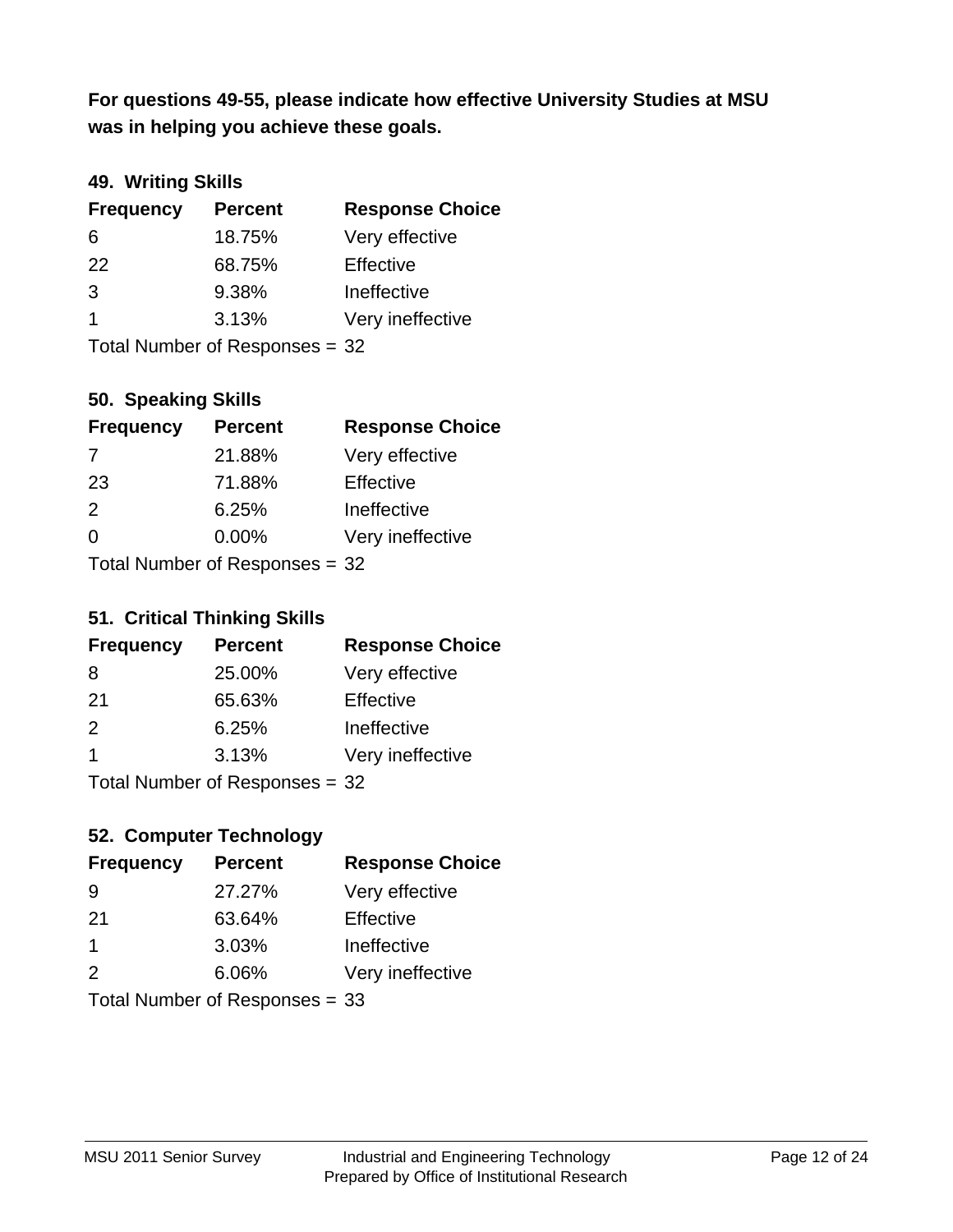**For questions 49-55, please indicate how effective University Studies at MSU was in helping you achieve these goals.**

### 49. Writing Skills

| Frequency | Percent | Response Choice |
|---|---|---|
| 6 | 18.75% | Very effective |
| 22 | 68.75% | Effective |
| 3 | 9.38% | Ineffective |
| 1 | 3.13% | Very ineffective |

Total Number of Responses = 32

### 50. Speaking Skills

| Frequency | Percent | Response Choice |
|---|---|---|
| 7 | 21.88% | Very effective |
| 23 | 71.88% | Effective |
| 2 | 6.25% | Ineffective |
| 0 | 0.00% | Very ineffective |

Total Number of Responses = 32

### 51. Critical Thinking Skills

| Frequency | Percent | Response Choice |
|---|---|---|
| 8 | 25.00% | Very effective |
| 21 | 65.63% | Effective |
| 2 | 6.25% | Ineffective |
| 1 | 3.13% | Very ineffective |

Total Number of Responses = 32

### 52. Computer Technology

| Frequency | Percent | Response Choice |
|---|---|---|
| 9 | 27.27% | Very effective |
| 21 | 63.64% | Effective |
| 1 | 3.03% | Ineffective |
| 2 | 6.06% | Very ineffective |

Total Number of Responses = 33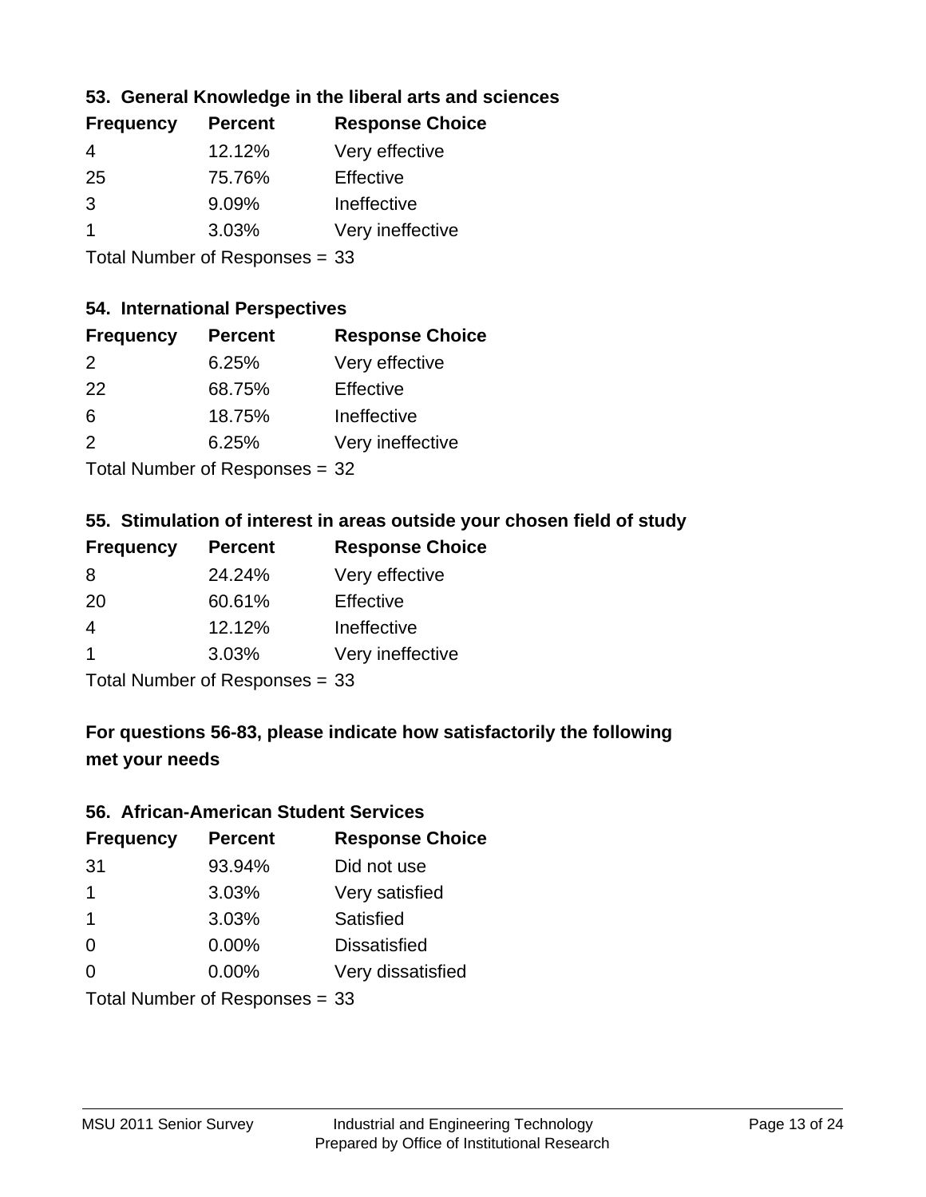### 53. General Knowledge in the liberal arts and sciences

| Frequency | Percent | Response Choice |
|---|---|---|
| 4 | 12.12% | Very effective |
| 25 | 75.76% | Effective |
| 3 | 9.09% | Ineffective |
| 1 | 3.03% | Very ineffective |

Total Number of Responses = 33

### 54. International Perspectives

| Frequency | Percent | Response Choice |
|---|---|---|
| 2 | 6.25% | Very effective |
| 22 | 68.75% | Effective |
| 6 | 18.75% | Ineffective |
| 2 | 6.25% | Very ineffective |

Total Number of Responses = 32

### 55. Stimulation of interest in areas outside your chosen field of study

| Frequency | Percent | Response Choice |
|---|---|---|
| 8 | 24.24% | Very effective |
| 20 | 60.61% | Effective |
| 4 | 12.12% | Ineffective |
| 1 | 3.03% | Very ineffective |

Total Number of Responses = 33

## For questions 56-83, please indicate how satisfactorily the following met your needs

### 56. African-American Student Services

| Frequency | Percent | Response Choice |
|---|---|---|
| 31 | 93.94% | Did not use |
| 1 | 3.03% | Very satisfied |
| 1 | 3.03% | Satisfied |
| 0 | 0.00% | Dissatisfied |
| 0 | 0.00% | Very dissatisfied |

Total Number of Responses = 33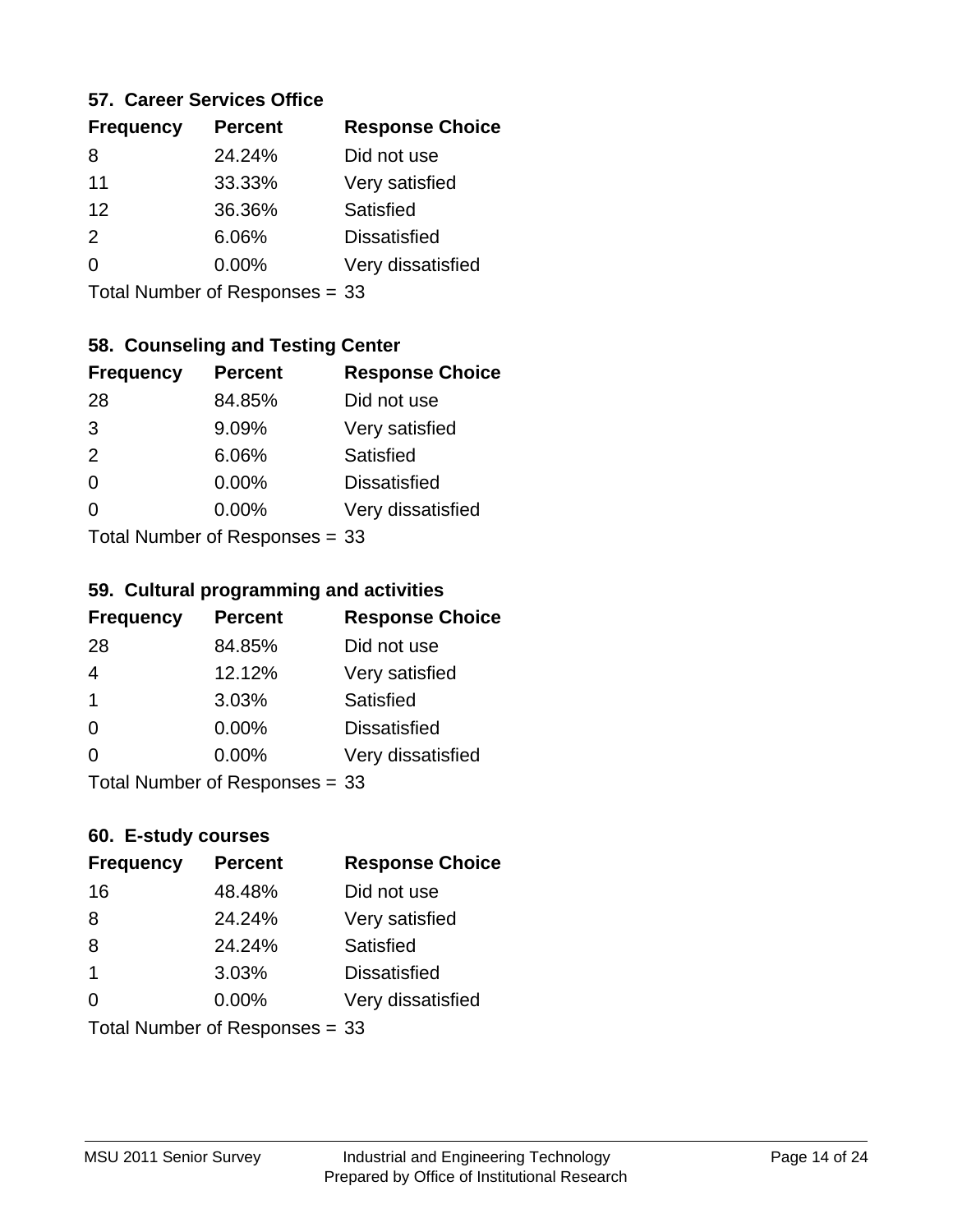### 57. Career Services Office

| Frequency | Percent | Response Choice |
|---|---|---|
| 8 | 24.24% | Did not use |
| 11 | 33.33% | Very satisfied |
| 12 | 36.36% | Satisfied |
| 2 | 6.06% | Dissatisfied |
| 0 | 0.00% | Very dissatisfied |

Total Number of Responses = 33

### 58. Counseling and Testing Center

| Frequency | Percent | Response Choice |
|---|---|---|
| 28 | 84.85% | Did not use |
| 3 | 9.09% | Very satisfied |
| 2 | 6.06% | Satisfied |
| 0 | 0.00% | Dissatisfied |
| 0 | 0.00% | Very dissatisfied |

Total Number of Responses = 33

### 59. Cultural programming and activities

| Frequency | Percent | Response Choice |
|---|---|---|
| 28 | 84.85% | Did not use |
| 4 | 12.12% | Very satisfied |
| 1 | 3.03% | Satisfied |
| 0 | 0.00% | Dissatisfied |
| 0 | 0.00% | Very dissatisfied |

Total Number of Responses = 33

### 60. E-study courses

| Frequency | Percent | Response Choice |
|---|---|---|
| 16 | 48.48% | Did not use |
| 8 | 24.24% | Very satisfied |
| 8 | 24.24% | Satisfied |
| 1 | 3.03% | Dissatisfied |
| 0 | 0.00% | Very dissatisfied |

Total Number of Responses = 33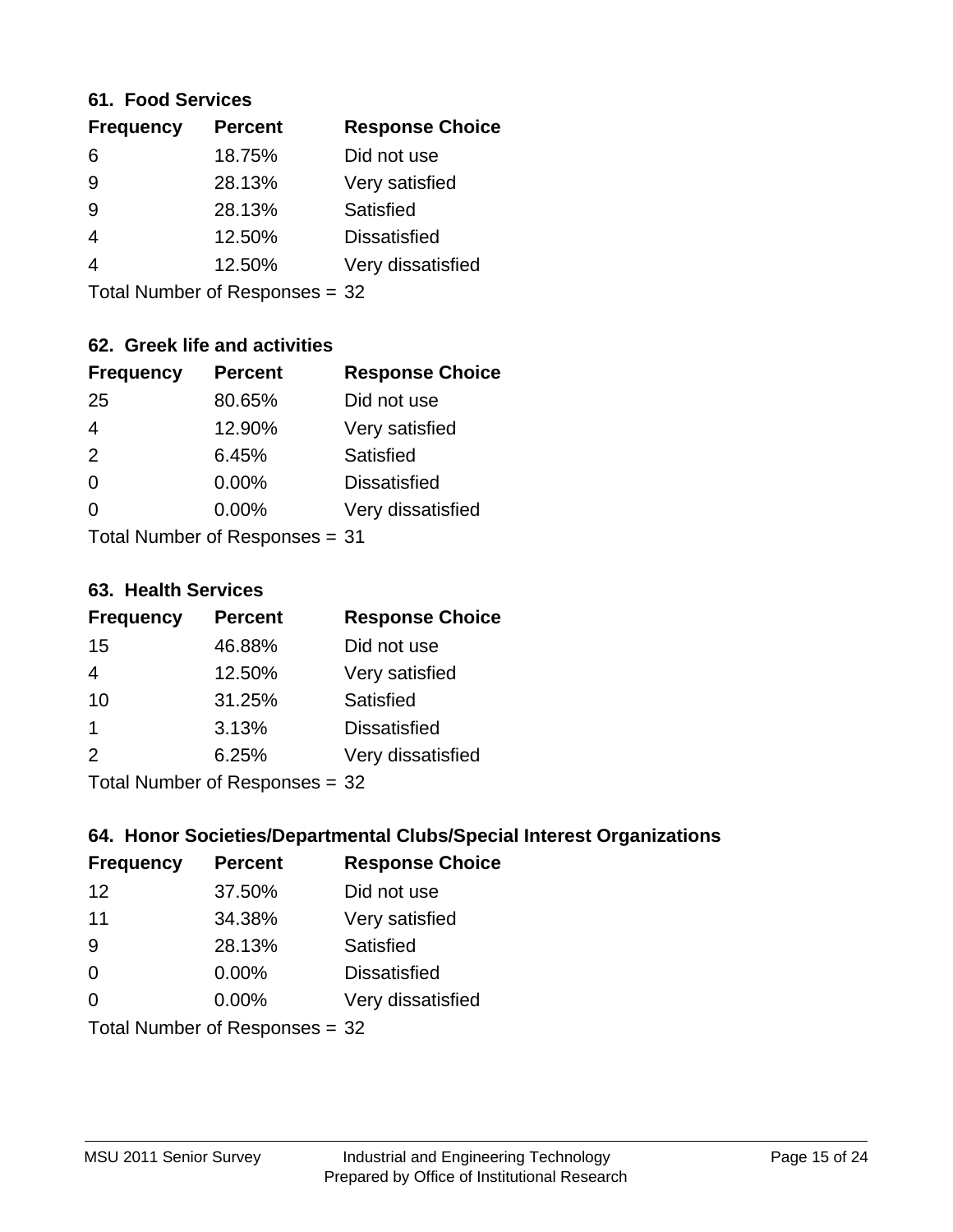### 61. Food Services

| Frequency | Percent | Response Choice |
|---|---|---|
| 6 | 18.75% | Did not use |
| 9 | 28.13% | Very satisfied |
| 9 | 28.13% | Satisfied |
| 4 | 12.50% | Dissatisfied |
| 4 | 12.50% | Very dissatisfied |

Total Number of Responses = 32

### 62. Greek life and activities

| Frequency | Percent | Response Choice |
|---|---|---|
| 25 | 80.65% | Did not use |
| 4 | 12.90% | Very satisfied |
| 2 | 6.45% | Satisfied |
| 0 | 0.00% | Dissatisfied |
| 0 | 0.00% | Very dissatisfied |

Total Number of Responses = 31

### 63. Health Services

| Frequency | Percent | Response Choice |
|---|---|---|
| 15 | 46.88% | Did not use |
| 4 | 12.50% | Very satisfied |
| 10 | 31.25% | Satisfied |
| 1 | 3.13% | Dissatisfied |
| 2 | 6.25% | Very dissatisfied |

Total Number of Responses = 32

### 64. Honor Societies/Departmental Clubs/Special Interest Organizations

| Frequency | Percent | Response Choice |
|---|---|---|
| 12 | 37.50% | Did not use |
| 11 | 34.38% | Very satisfied |
| 9 | 28.13% | Satisfied |
| 0 | 0.00% | Dissatisfied |
| 0 | 0.00% | Very dissatisfied |

Total Number of Responses = 32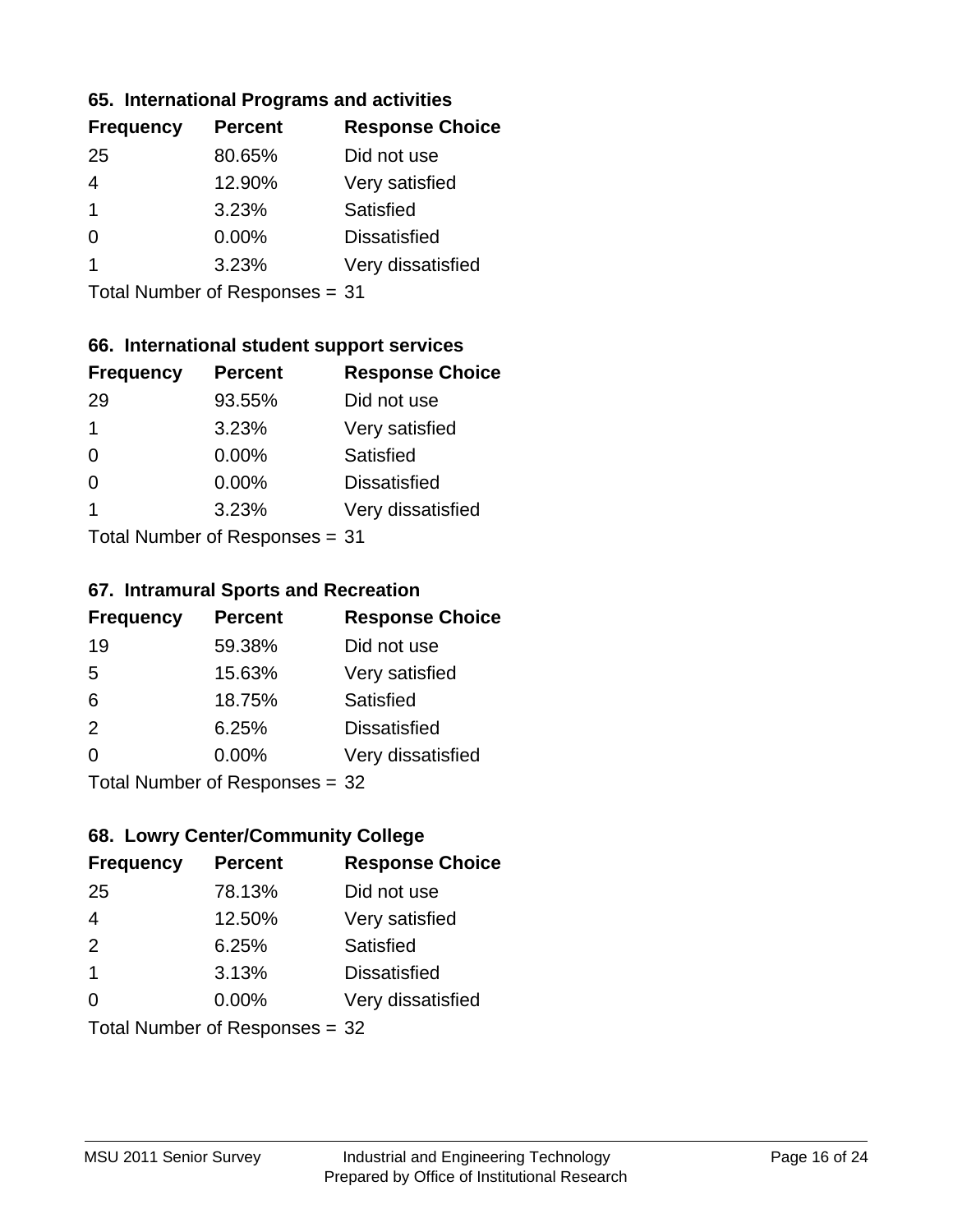### 65. International Programs and activities

| Frequency | Percent | Response Choice |
|---|---|---|
| 25 | 80.65% | Did not use |
| 4 | 12.90% | Very satisfied |
| 1 | 3.23% | Satisfied |
| 0 | 0.00% | Dissatisfied |
| 1 | 3.23% | Very dissatisfied |

Total Number of Responses = 31

### 66. International student support services

| Frequency | Percent | Response Choice |
|---|---|---|
| 29 | 93.55% | Did not use |
| 1 | 3.23% | Very satisfied |
| 0 | 0.00% | Satisfied |
| 0 | 0.00% | Dissatisfied |
| 1 | 3.23% | Very dissatisfied |

Total Number of Responses = 31

### 67. Intramural Sports and Recreation

| Frequency | Percent | Response Choice |
|---|---|---|
| 19 | 59.38% | Did not use |
| 5 | 15.63% | Very satisfied |
| 6 | 18.75% | Satisfied |
| 2 | 6.25% | Dissatisfied |
| 0 | 0.00% | Very dissatisfied |

Total Number of Responses = 32

### 68. Lowry Center/Community College

| Frequency | Percent | Response Choice |
|---|---|---|
| 25 | 78.13% | Did not use |
| 4 | 12.50% | Very satisfied |
| 2 | 6.25% | Satisfied |
| 1 | 3.13% | Dissatisfied |
| 0 | 0.00% | Very dissatisfied |

Total Number of Responses = 32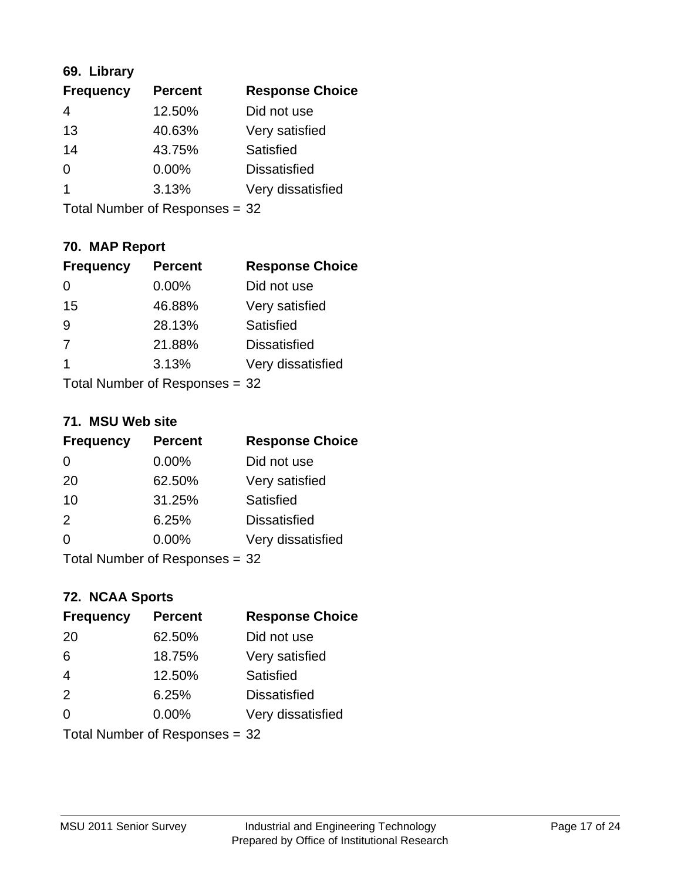### 69. Library

| Frequency | Percent | Response Choice |
|---|---|---|
| 4 | 12.50% | Did not use |
| 13 | 40.63% | Very satisfied |
| 14 | 43.75% | Satisfied |
| 0 | 0.00% | Dissatisfied |
| 1 | 3.13% | Very dissatisfied |

Total Number of Responses = 32

### 70. MAP Report

| Frequency | Percent | Response Choice |
|---|---|---|
| 0 | 0.00% | Did not use |
| 15 | 46.88% | Very satisfied |
| 9 | 28.13% | Satisfied |
| 7 | 21.88% | Dissatisfied |
| 1 | 3.13% | Very dissatisfied |

Total Number of Responses = 32

### 71. MSU Web site

| Frequency | Percent | Response Choice |
|---|---|---|
| 0 | 0.00% | Did not use |
| 20 | 62.50% | Very satisfied |
| 10 | 31.25% | Satisfied |
| 2 | 6.25% | Dissatisfied |
| 0 | 0.00% | Very dissatisfied |

Total Number of Responses = 32

### 72. NCAA Sports

| Frequency | Percent | Response Choice |
|---|---|---|
| 20 | 62.50% | Did not use |
| 6 | 18.75% | Very satisfied |
| 4 | 12.50% | Satisfied |
| 2 | 6.25% | Dissatisfied |
| 0 | 0.00% | Very dissatisfied |

Total Number of Responses = 32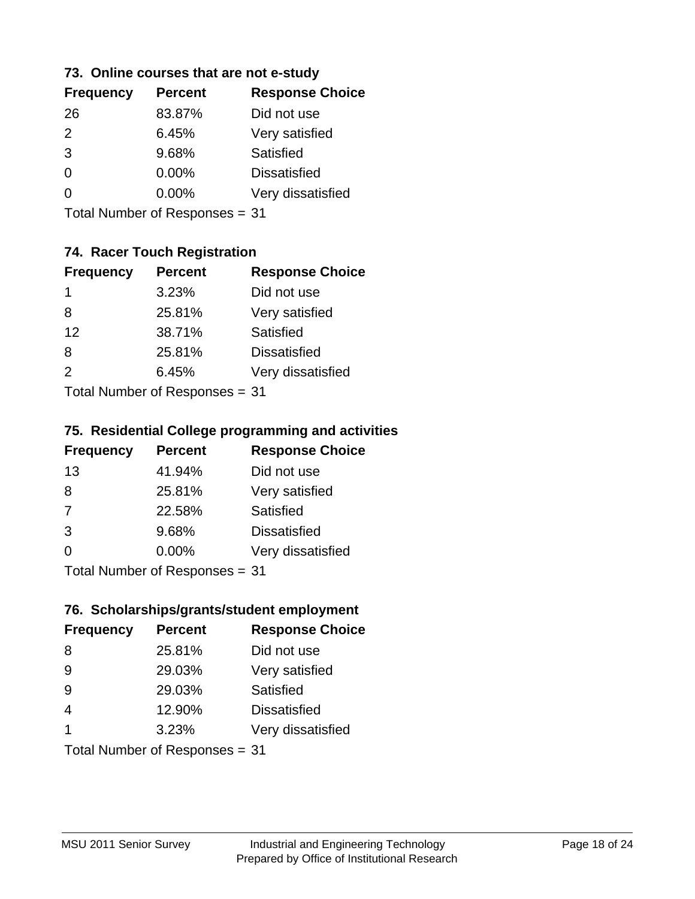### 73. Online courses that are not e-study

| Frequency | Percent | Response Choice |
| --- | --- | --- |
| 26 | 83.87% | Did not use |
| 2 | 6.45% | Very satisfied |
| 3 | 9.68% | Satisfied |
| 0 | 0.00% | Dissatisfied |
| 0 | 0.00% | Very dissatisfied |

Total Number of Responses = 31

### 74. Racer Touch Registration

| Frequency | Percent | Response Choice |
| --- | --- | --- |
| 1 | 3.23% | Did not use |
| 8 | 25.81% | Very satisfied |
| 12 | 38.71% | Satisfied |
| 8 | 25.81% | Dissatisfied |
| 2 | 6.45% | Very dissatisfied |

Total Number of Responses = 31

### 75. Residential College programming and activities

| Frequency | Percent | Response Choice |
| --- | --- | --- |
| 13 | 41.94% | Did not use |
| 8 | 25.81% | Very satisfied |
| 7 | 22.58% | Satisfied |
| 3 | 9.68% | Dissatisfied |
| 0 | 0.00% | Very dissatisfied |

Total Number of Responses = 31

### 76. Scholarships/grants/student employment

| Frequency | Percent | Response Choice |
| --- | --- | --- |
| 8 | 25.81% | Did not use |
| 9 | 29.03% | Very satisfied |
| 9 | 29.03% | Satisfied |
| 4 | 12.90% | Dissatisfied |
| 1 | 3.23% | Very dissatisfied |

Total Number of Responses = 31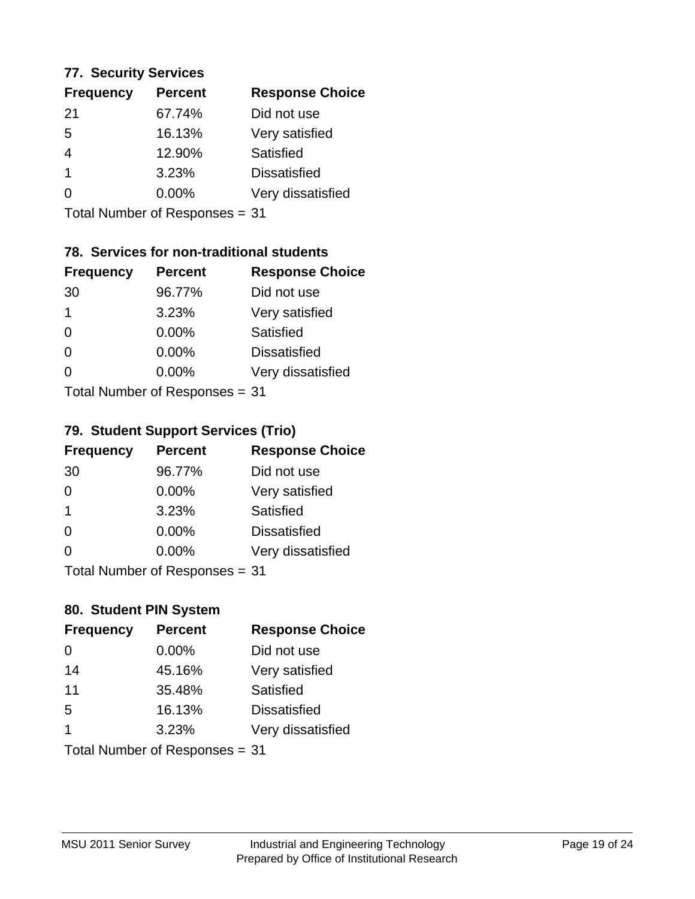### 77. Security Services

| Frequency | Percent | Response Choice |
|---|---|---|
| 21 | 67.74% | Did not use |
| 5 | 16.13% | Very satisfied |
| 4 | 12.90% | Satisfied |
| 1 | 3.23% | Dissatisfied |
| 0 | 0.00% | Very dissatisfied |

Total Number of Responses = 31

### 78. Services for non-traditional students

| Frequency | Percent | Response Choice |
|---|---|---|
| 30 | 96.77% | Did not use |
| 1 | 3.23% | Very satisfied |
| 0 | 0.00% | Satisfied |
| 0 | 0.00% | Dissatisfied |
| 0 | 0.00% | Very dissatisfied |

Total Number of Responses = 31

### 79. Student Support Services (Trio)

| Frequency | Percent | Response Choice |
|---|---|---|
| 30 | 96.77% | Did not use |
| 0 | 0.00% | Very satisfied |
| 1 | 3.23% | Satisfied |
| 0 | 0.00% | Dissatisfied |
| 0 | 0.00% | Very dissatisfied |

Total Number of Responses = 31

### 80. Student PIN System

| Frequency | Percent | Response Choice |
|---|---|---|
| 0 | 0.00% | Did not use |
| 14 | 45.16% | Very satisfied |
| 11 | 35.48% | Satisfied |
| 5 | 16.13% | Dissatisfied |
| 1 | 3.23% | Very dissatisfied |

Total Number of Responses = 31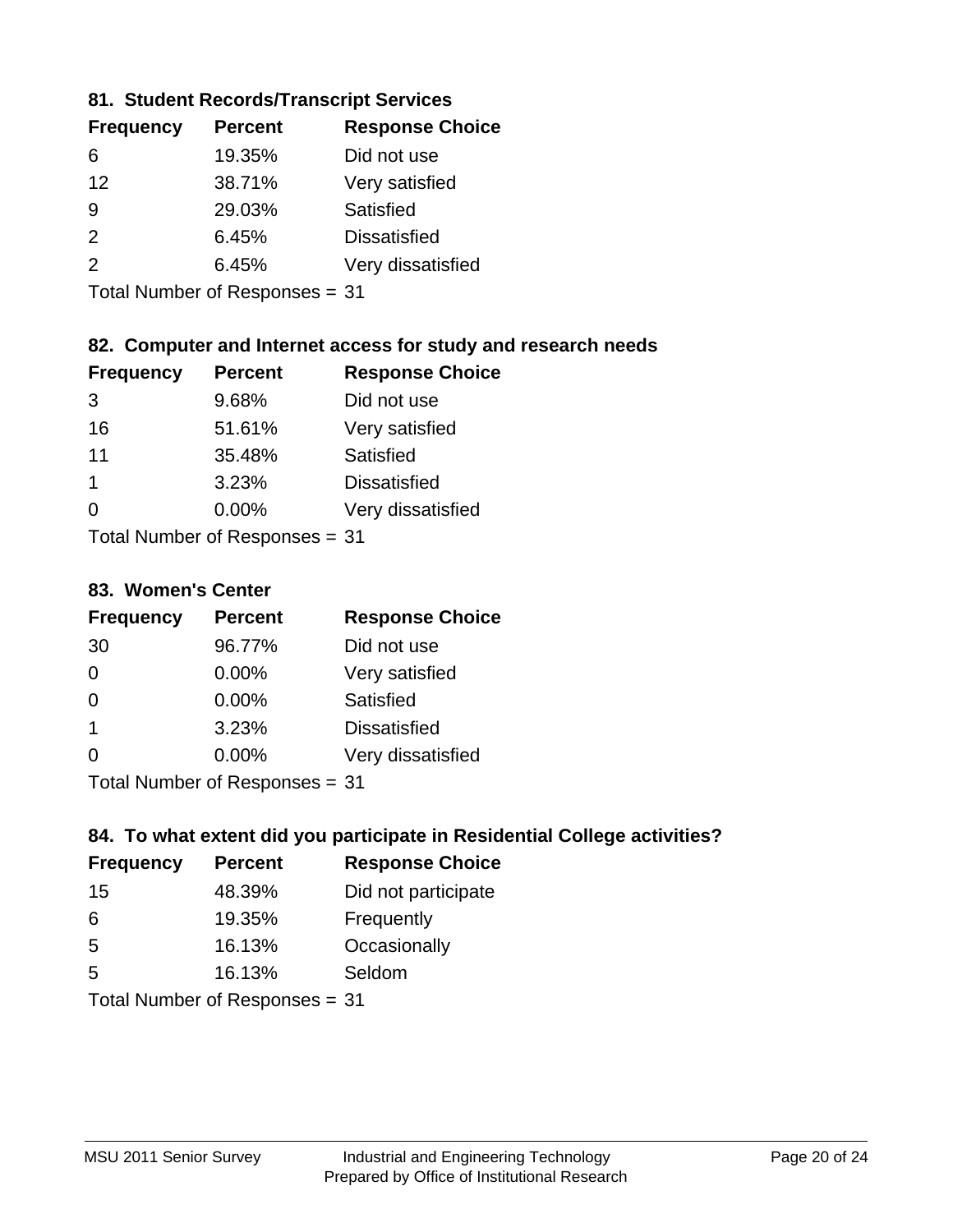### 81. Student Records/Transcript Services

| Frequency | Percent | Response Choice |
| --- | --- | --- |
| 6 | 19.35% | Did not use |
| 12 | 38.71% | Very satisfied |
| 9 | 29.03% | Satisfied |
| 2 | 6.45% | Dissatisfied |
| 2 | 6.45% | Very dissatisfied |

Total Number of Responses = 31

### 82. Computer and Internet access for study and research needs

| Frequency | Percent | Response Choice |
| --- | --- | --- |
| 3 | 9.68% | Did not use |
| 16 | 51.61% | Very satisfied |
| 11 | 35.48% | Satisfied |
| 1 | 3.23% | Dissatisfied |
| 0 | 0.00% | Very dissatisfied |

Total Number of Responses = 31

### 83. Women's Center

| Frequency | Percent | Response Choice |
| --- | --- | --- |
| 30 | 96.77% | Did not use |
| 0 | 0.00% | Very satisfied |
| 0 | 0.00% | Satisfied |
| 1 | 3.23% | Dissatisfied |
| 0 | 0.00% | Very dissatisfied |

Total Number of Responses = 31

### 84. To what extent did you participate in Residential College activities?

| Frequency | Percent | Response Choice |
| --- | --- | --- |
| 15 | 48.39% | Did not participate |
| 6 | 19.35% | Frequently |
| 5 | 16.13% | Occasionally |
| 5 | 16.13% | Seldom |

Total Number of Responses = 31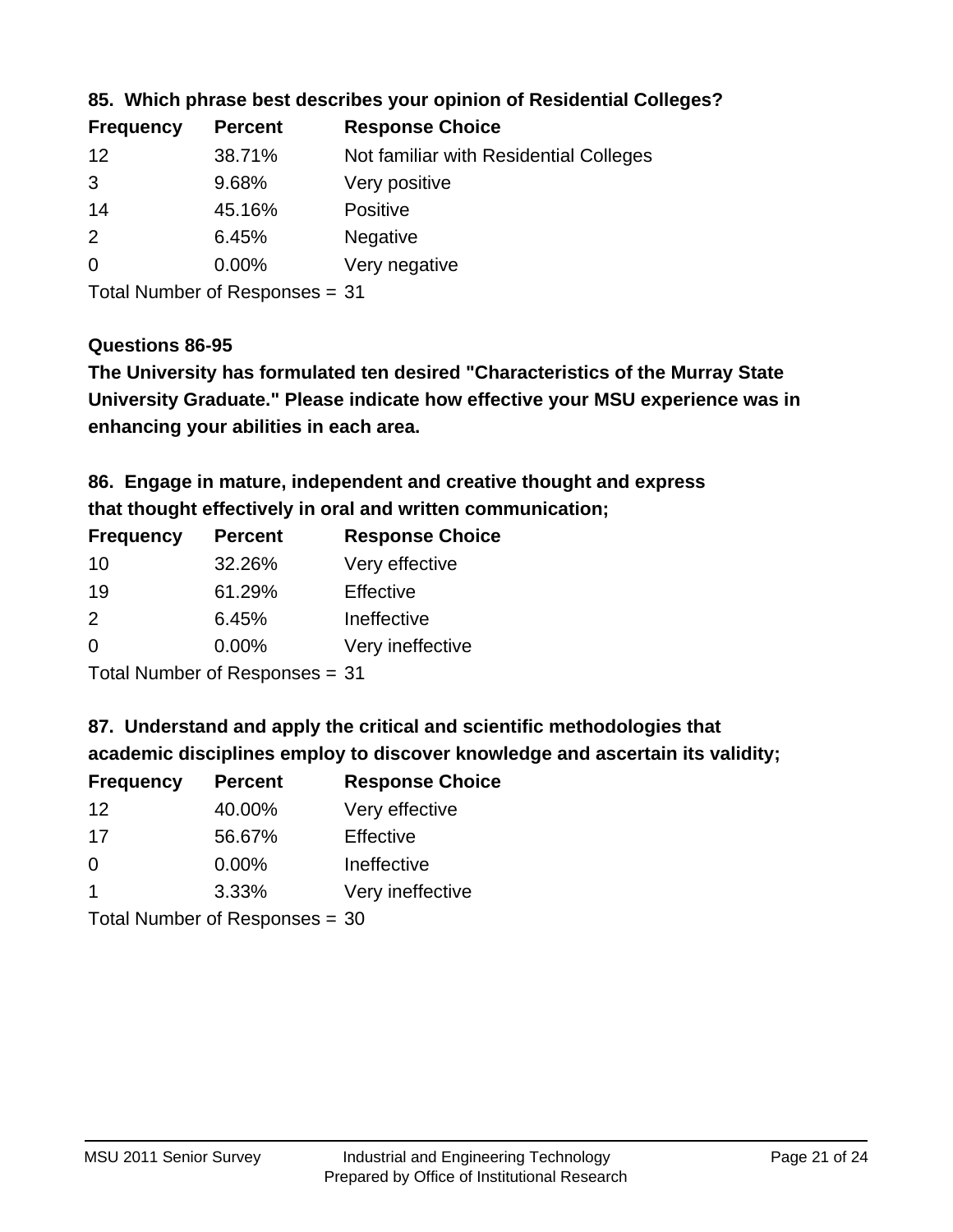**85. Which phrase best describes your opinion of Residential Colleges?**

| Frequency | Percent | Response Choice |
|---|---|---|
| 12 | 38.71% | Not familiar with Residential Colleges |
| 3 | 9.68% | Very positive |
| 14 | 45.16% | Positive |
| 2 | 6.45% | Negative |
| 0 | 0.00% | Very negative |

Total Number of Responses = 31

**Questions 86-95**

**The University has formulated ten desired "Characteristics of the Murray State University Graduate." Please indicate how effective your MSU experience was in enhancing your abilities in each area.**

**86. Engage in mature, independent and creative thought and express that thought effectively in oral and written communication;**

| Frequency | Percent | Response Choice |
|---|---|---|
| 10 | 32.26% | Very effective |
| 19 | 61.29% | Effective |
| 2 | 6.45% | Ineffective |
| 0 | 0.00% | Very ineffective |

Total Number of Responses = 31

**87. Understand and apply the critical and scientific methodologies that academic disciplines employ to discover knowledge and ascertain its validity;**

| Frequency | Percent | Response Choice |
|---|---|---|
| 12 | 40.00% | Very effective |
| 17 | 56.67% | Effective |
| 0 | 0.00% | Ineffective |
| 1 | 3.33% | Very ineffective |

Total Number of Responses = 30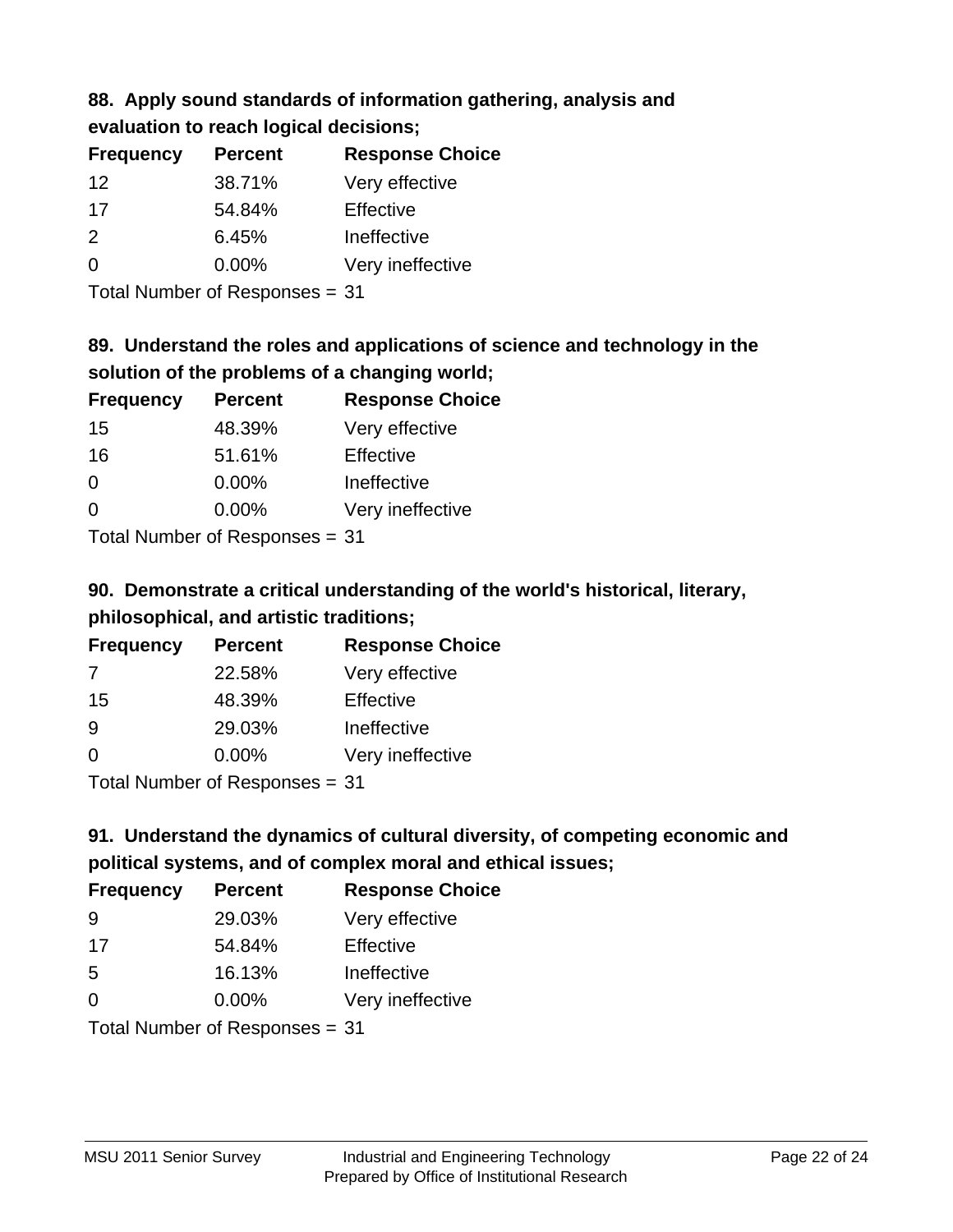**88. Apply sound standards of information gathering, analysis and evaluation to reach logical decisions;**

| Frequency | Percent | Response Choice |
| --- | --- | --- |
| 12 | 38.71% | Very effective |
| 17 | 54.84% | Effective |
| 2 | 6.45% | Ineffective |
| 0 | 0.00% | Very ineffective |

Total Number of Responses = 31

**89. Understand the roles and applications of science and technology in the solution of the problems of a changing world;**

| Frequency | Percent | Response Choice |
| --- | --- | --- |
| 15 | 48.39% | Very effective |
| 16 | 51.61% | Effective |
| 0 | 0.00% | Ineffective |
| 0 | 0.00% | Very ineffective |

Total Number of Responses = 31

**90. Demonstrate a critical understanding of the world's historical, literary, philosophical, and artistic traditions;**

| Frequency | Percent | Response Choice |
| --- | --- | --- |
| 7 | 22.58% | Very effective |
| 15 | 48.39% | Effective |
| 9 | 29.03% | Ineffective |
| 0 | 0.00% | Very ineffective |

Total Number of Responses = 31

**91. Understand the dynamics of cultural diversity, of competing economic and political systems, and of complex moral and ethical issues;**

| Frequency | Percent | Response Choice |
| --- | --- | --- |
| 9 | 29.03% | Very effective |
| 17 | 54.84% | Effective |
| 5 | 16.13% | Ineffective |
| 0 | 0.00% | Very ineffective |

Total Number of Responses = 31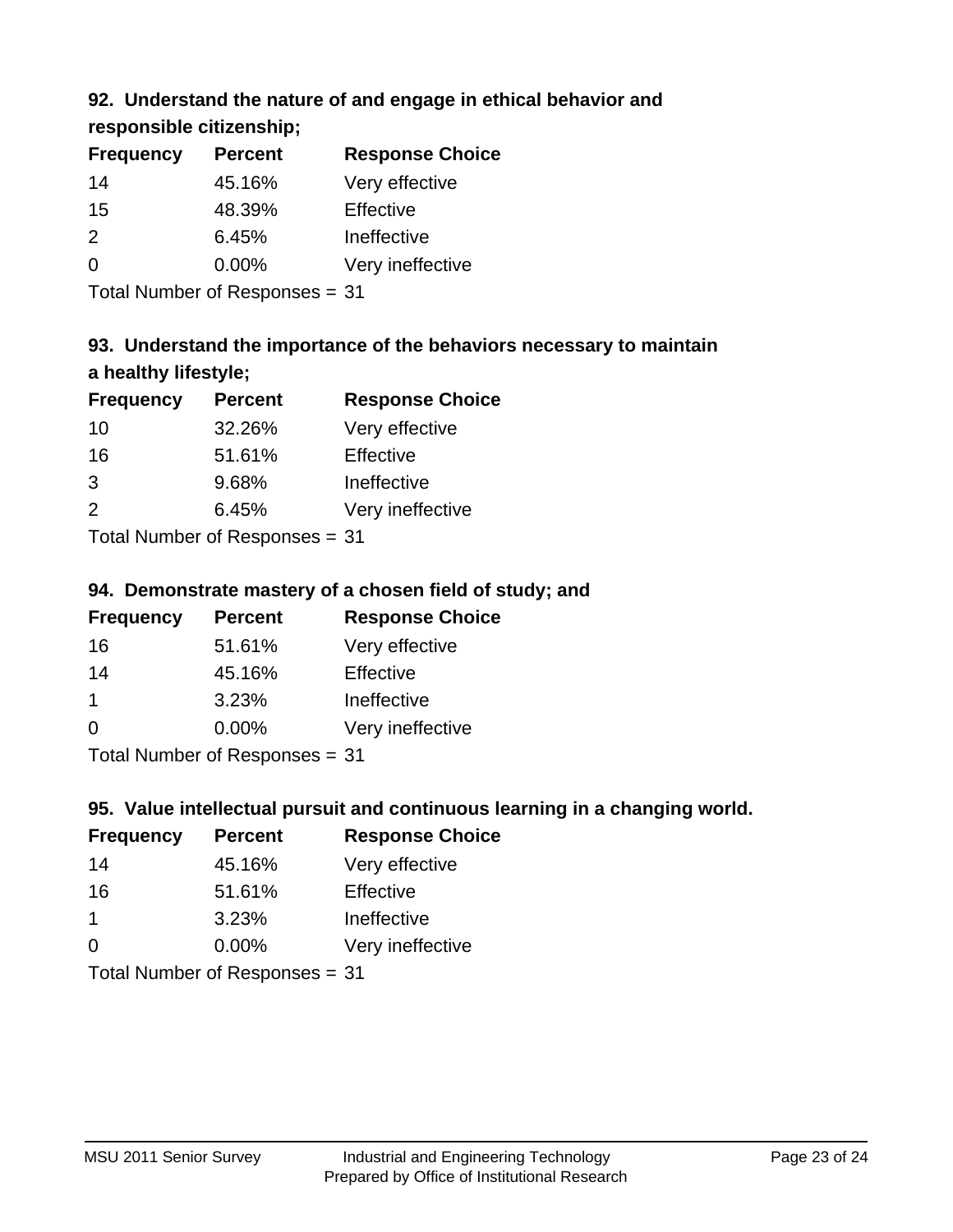### 92. Understand the nature of and engage in ethical behavior and responsible citizenship;

| Frequency | Percent | Response Choice |
|---|---|---|
| 14 | 45.16% | Very effective |
| 15 | 48.39% | Effective |
| 2 | 6.45% | Ineffective |
| 0 | 0.00% | Very ineffective |

Total Number of Responses = 31

### 93. Understand the importance of the behaviors necessary to maintain a healthy lifestyle;

| Frequency | Percent | Response Choice |
|---|---|---|
| 10 | 32.26% | Very effective |
| 16 | 51.61% | Effective |
| 3 | 9.68% | Ineffective |
| 2 | 6.45% | Very ineffective |

Total Number of Responses = 31

### 94. Demonstrate mastery of a chosen field of study; and

| Frequency | Percent | Response Choice |
|---|---|---|
| 16 | 51.61% | Very effective |
| 14 | 45.16% | Effective |
| 1 | 3.23% | Ineffective |
| 0 | 0.00% | Very ineffective |

Total Number of Responses = 31

### 95. Value intellectual pursuit and continuous learning in a changing world.

| Frequency | Percent | Response Choice |
|---|---|---|
| 14 | 45.16% | Very effective |
| 16 | 51.61% | Effective |
| 1 | 3.23% | Ineffective |
| 0 | 0.00% | Very ineffective |

Total Number of Responses = 31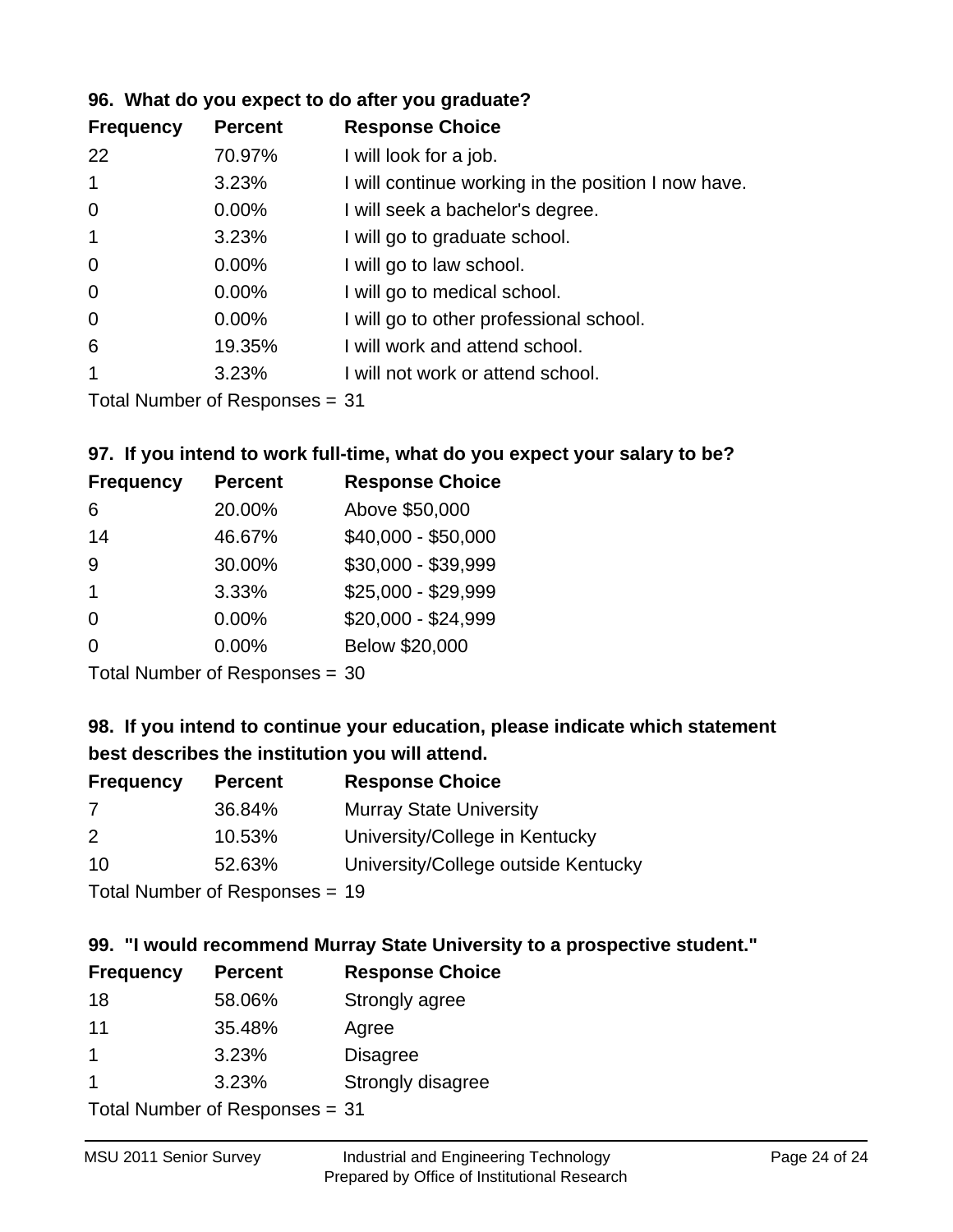### 96. What do you expect to do after you graduate?

| Frequency | Percent | Response Choice |
|---|---|---|
| 22 | 70.97% | I will look for a job. |
| 1 | 3.23% | I will continue working in the position I now have. |
| 0 | 0.00% | I will seek a bachelor's degree. |
| 1 | 3.23% | I will go to graduate school. |
| 0 | 0.00% | I will go to law school. |
| 0 | 0.00% | I will go to medical school. |
| 0 | 0.00% | I will go to other professional school. |
| 6 | 19.35% | I will work and attend school. |
| 1 | 3.23% | I will not work or attend school. |

Total Number of Responses = 31

### 97. If you intend to work full-time, what do you expect your salary to be?

| Frequency | Percent | Response Choice |
|---|---|---|
| 6 | 20.00% | Above $50,000 |
| 14 | 46.67% | $40,000 - $50,000 |
| 9 | 30.00% | $30,000 - $39,999 |
| 1 | 3.33% | $25,000 - $29,999 |
| 0 | 0.00% | $20,000 - $24,999 |
| 0 | 0.00% | Below $20,000 |

Total Number of Responses = 30

### 98. If you intend to continue your education, please indicate which statement best describes the institution you will attend.

| Frequency | Percent | Response Choice |
|---|---|---|
| 7 | 36.84% | Murray State University |
| 2 | 10.53% | University/College in Kentucky |
| 10 | 52.63% | University/College outside Kentucky |

Total Number of Responses = 19

### 99. "I would recommend Murray State University to a prospective student."

| Frequency | Percent | Response Choice |
|---|---|---|
| 18 | 58.06% | Strongly agree |
| 11 | 35.48% | Agree |
| 1 | 3.23% | Disagree |
| 1 | 3.23% | Strongly disagree |

Total Number of Responses = 31